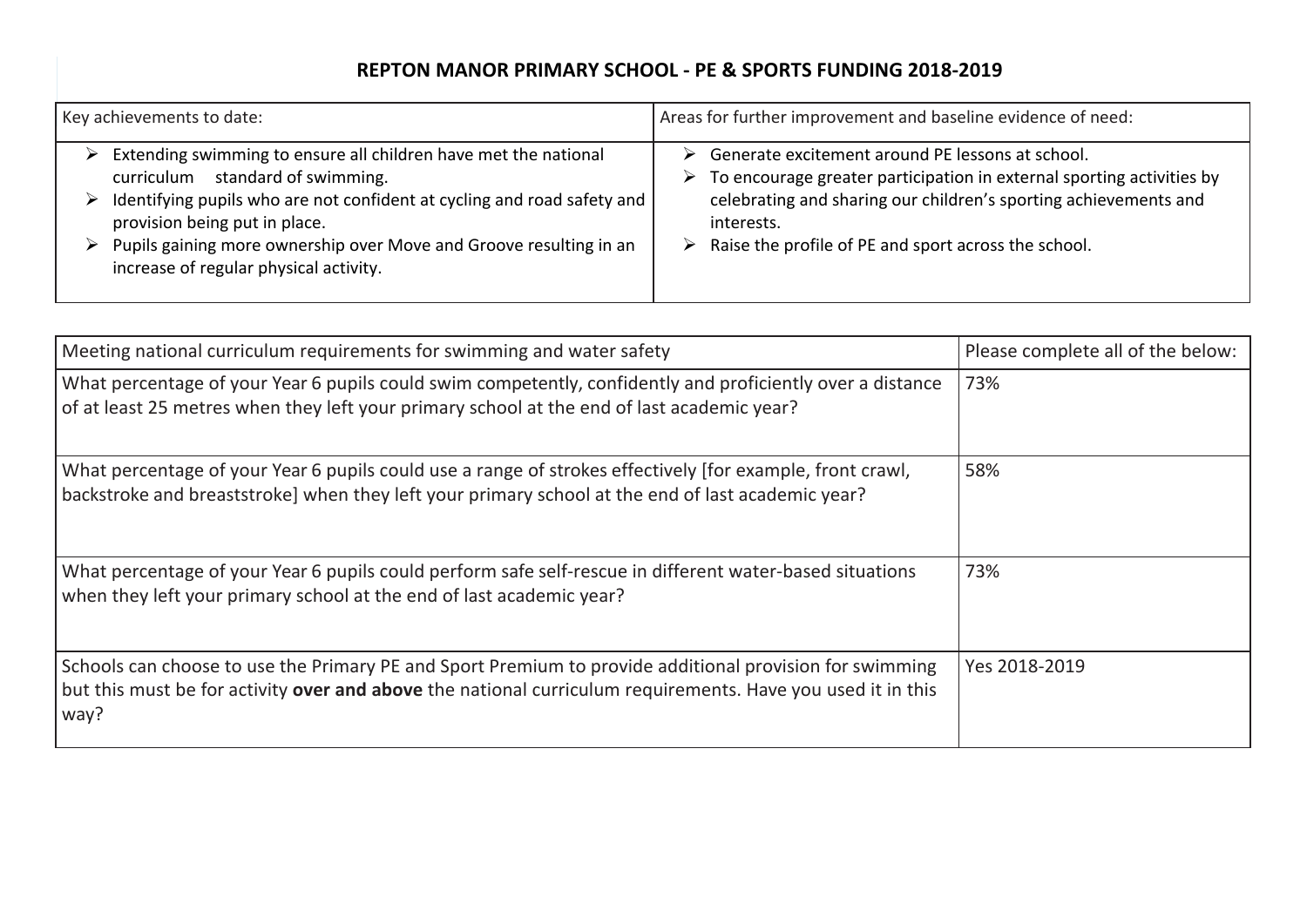# REPTON MANOR PRIMARY SCHOOL - PE & SPORTS FUNDING 2018-2019

| Key achievements to date: | Areas for further improvement and baseline evidence of need: |
|---|---|
| ➢ Extending swimming to ensure all children have met the national curriculum standard of swimming.<br>➢ Identifying pupils who are not confident at cycling and road safety and provision being put in place.<br>➢ Pupils gaining more ownership over Move and Groove resulting in an increase of regular physical activity. | ➢ Generate excitement around PE lessons at school.<br>➢ To encourage greater participation in external sporting activities by celebrating and sharing our children's sporting achievements and interests.<br>➢ Raise the profile of PE and sport across the school. |

| Meeting national curriculum requirements for swimming and water safety | Please complete all of the below: |
|---|---|
| What percentage of your Year 6 pupils could swim competently, confidently and proficiently over a distance of at least 25 metres when they left your primary school at the end of last academic year? | 73% |
| What percentage of your Year 6 pupils could use a range of strokes effectively [for example, front crawl, backstroke and breaststroke] when they left your primary school at the end of last academic year? | 58% |
| What percentage of your Year 6 pupils could perform safe self-rescue in different water-based situations when they left your primary school at the end of last academic year? | 73% |
| Schools can choose to use the Primary PE and Sport Premium to provide additional provision for swimming but this must be for activity **over and above** the national curriculum requirements. Have you used it in this way? | Yes 2018-2019 |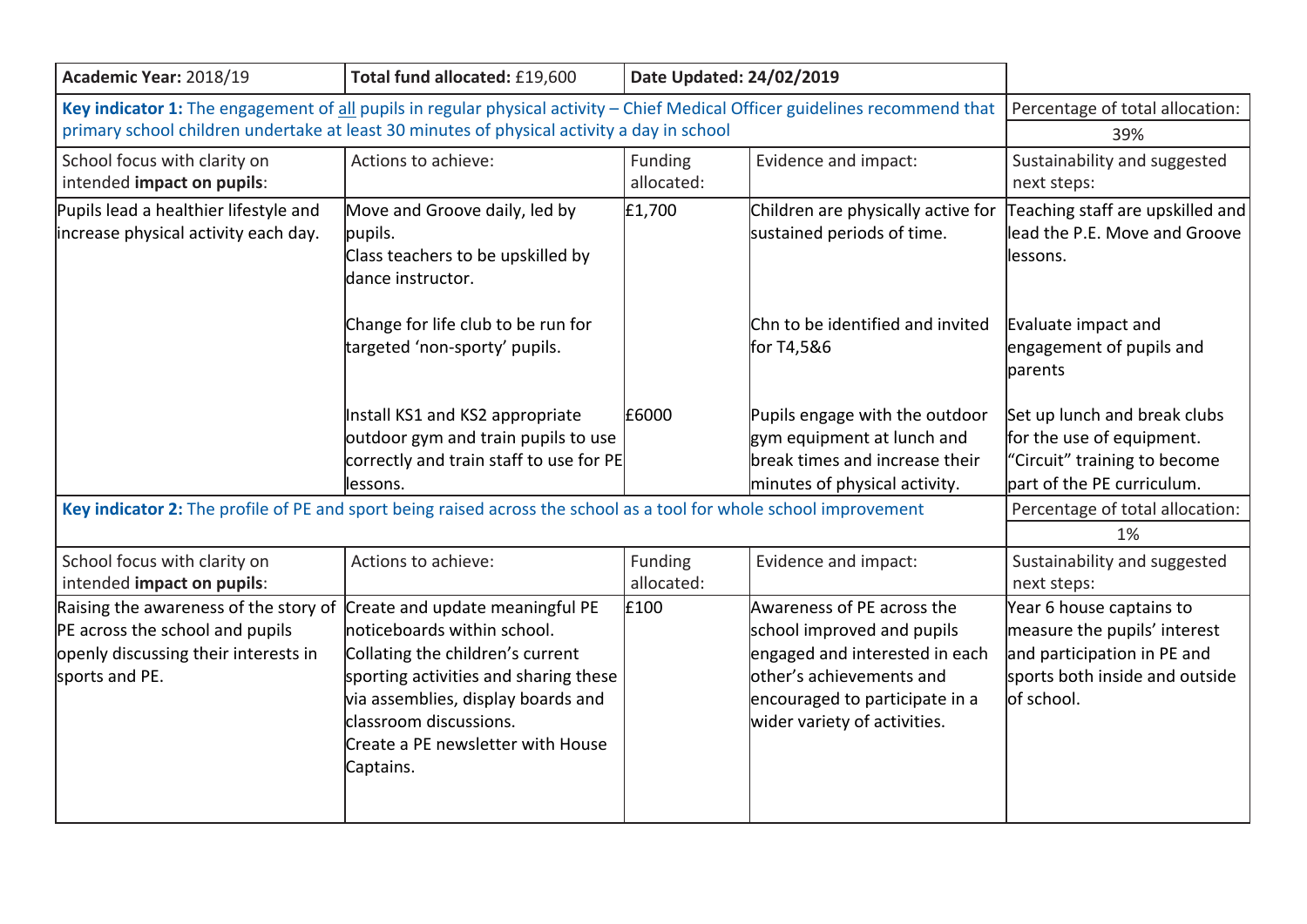| **Academic Year:** 2018/19 | **Total fund allocated:** £19,600 | **Date Updated: 24/02/2019** | | |
|---|---|---|---|---|
| **Key indicator 1:** The engagement of all pupils in regular physical activity – Chief Medical Officer guidelines recommend that primary school children undertake at least 30 minutes of physical activity a day in school | | | | Percentage of total allocation: 39% |
| School focus with clarity on intended **impact on pupils**: | Actions to achieve: | Funding allocated: | Evidence and impact: | Sustainability and suggested next steps: |
| Pupils lead a healthier lifestyle and increase physical activity each day. | Move and Groove daily, led by pupils.<br>Class teachers to be upskilled by dance instructor. | £1,700 | Children are physically active for sustained periods of time. | Teaching staff are upskilled and lead the P.E. Move and Groove lessons. |
| | Change for life club to be run for targeted 'non-sporty' pupils. | | Chn to be identified and invited for T4,5&6 | Evaluate impact and engagement of pupils and parents |
| | Install KS1 and KS2 appropriate outdoor gym and train pupils to use correctly and train staff to use for PE lessons. | £6000 | Pupils engage with the outdoor gym equipment at lunch and break times and increase their minutes of physical activity. | Set up lunch and break clubs for the use of equipment.<br>"Circuit" training to become part of the PE curriculum. |
| **Key indicator 2:** The profile of PE and sport being raised across the school as a tool for whole school improvement | | | | Percentage of total allocation: 1% |
| School focus with clarity on intended **impact on pupils**: | Actions to achieve: | Funding allocated: | Evidence and impact: | Sustainability and suggested next steps: |
| Raising the awareness of the story of PE across the school and pupils openly discussing their interests in sports and PE. | Create and update meaningful PE noticeboards within school.<br>Collating the children's current sporting activities and sharing these via assemblies, display boards and classroom discussions.<br>Create a PE newsletter with House Captains. | £100 | Awareness of PE across the school improved and pupils engaged and interested in each other's achievements and encouraged to participate in a wider variety of activities. | Year 6 house captains to measure the pupils' interest and participation in PE and sports both inside and outside of school. |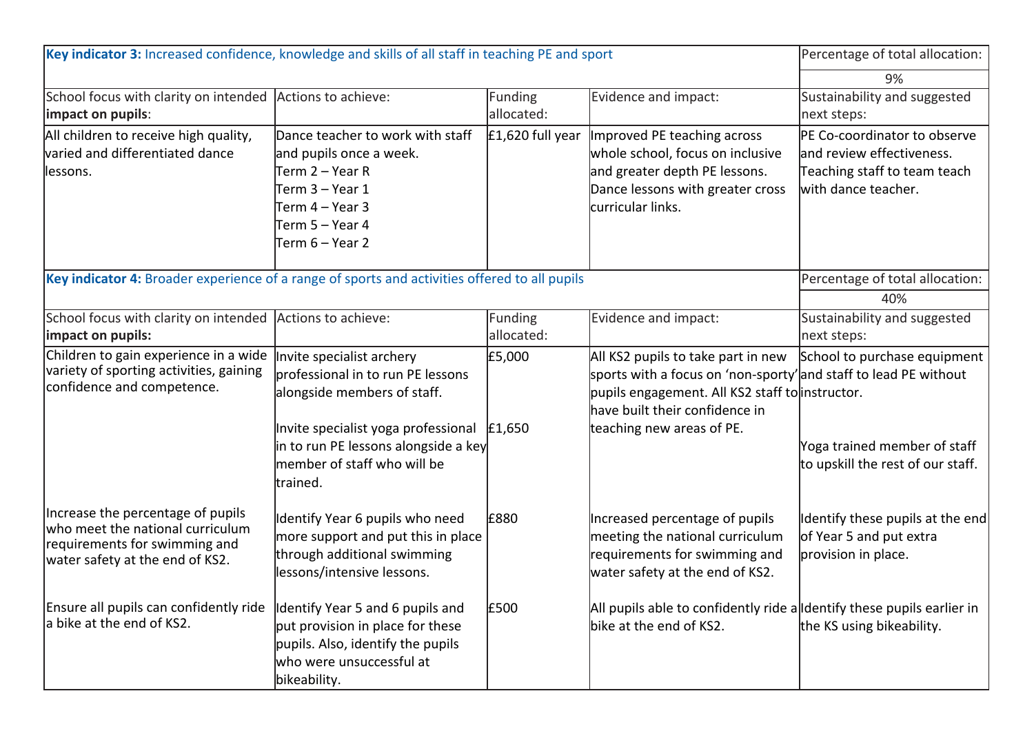| **Key indicator 3:** Increased confidence, knowledge and skills of all staff in teaching PE and sport | | | | Percentage of total allocation: |
|---|---|---|---|---|
| | | | | 9% |
| School focus with clarity on intended **impact on pupils**: | Actions to achieve: | Funding allocated: | Evidence and impact: | Sustainability and suggested next steps: |
| All children to receive high quality, varied and differentiated dance lessons. | Dance teacher to work with staff and pupils once a week.<br>Term 2 – Year R<br>Term 3 – Year 1<br>Term 4 – Year 3<br>Term 5 – Year 4<br>Term 6 – Year 2 | £1,620 full year | Improved PE teaching across whole school, focus on inclusive and greater depth PE lessons. Dance lessons with greater cross curricular links. | PE Co-coordinator to observe and review effectiveness. Teaching staff to team teach with dance teacher. |

| **Key indicator 4:** Broader experience of a range of sports and activities offered to all pupils | | | | Percentage of total allocation: |
|---|---|---|---|---|
| | | | | 40% |
| School focus with clarity on intended **impact on pupils:** | Actions to achieve: | Funding allocated: | Evidence and impact: | Sustainability and suggested next steps: |
| Children to gain experience in a wide variety of sporting activities, gaining confidence and competence. | Invite specialist archery professional in to run PE lessons alongside members of staff.<br><br>Invite specialist yoga professional in to run PE lessons alongside a key member of staff who will be trained. | £5,000<br><br>£1,650 | All KS2 pupils to take part in new sports with a focus on 'non-sporty' pupils engagement. All KS2 staff to have built their confidence in teaching new areas of PE. | School to purchase equipment and staff to lead PE without instructor.<br><br>Yoga trained member of staff to upskill the rest of our staff. |
| Increase the percentage of pupils who meet the national curriculum requirements for swimming and water safety at the end of KS2. | Identify Year 6 pupils who need more support and put this in place through additional swimming lessons/intensive lessons. | £880 | Increased percentage of pupils meeting the national curriculum requirements for swimming and water safety at the end of KS2. | Identify these pupils at the end of Year 5 and put extra provision in place. |
| Ensure all pupils can confidently ride a bike at the end of KS2. | Identify Year 5 and 6 pupils and put provision in place for these pupils. Also, identify the pupils who were unsuccessful at bikeability. | £500 | All pupils able to confidently ride a bike at the end of KS2. | Identify these pupils earlier in the KS using bikeability. |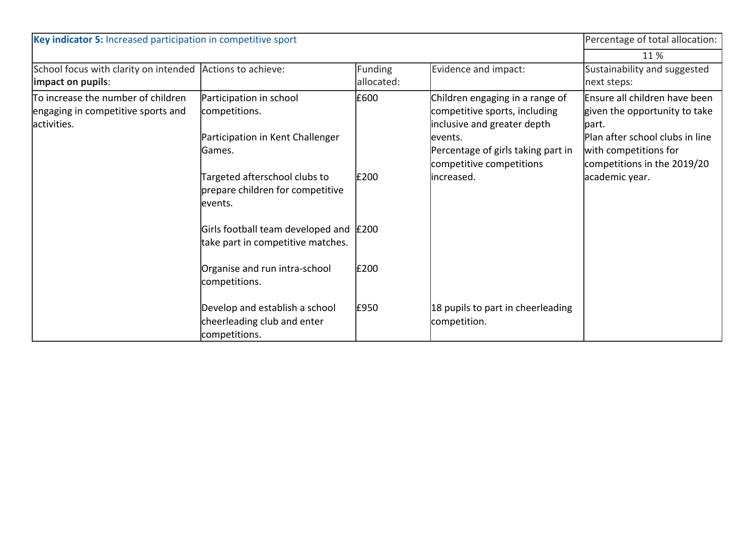| **Key indicator 5:** Increased participation in competitive sport | | | | Percentage of total allocation: |
|---|---|---|---|---|
| | | | | 11 % |
| School focus with clarity on intended **impact on pupils**: | Actions to achieve: | Funding allocated: | Evidence and impact: | Sustainability and suggested next steps: |
| To increase the number of children engaging in competitive sports and activities. | Participation in school competitions.<br><br>Participation in Kent Challenger Games. | £600 | Children engaging in a range of competitive sports, including inclusive and greater depth events.<br>Percentage of girls taking part in competitive competitions increased. | Ensure all children have been given the opportunity to take part.<br>Plan after school clubs in line with competitions for competitions in the 2019/20 academic year. |
| | Targeted afterschool clubs to prepare children for competitive events. | £200 | | |
| | Girls football team developed and take part in competitive matches. | £200 | | |
| | Organise and run intra-school competitions. | £200 | | |
| | Develop and establish a school cheerleading club and enter competitions. | £950 | 18 pupils to part in cheerleading competition. | |